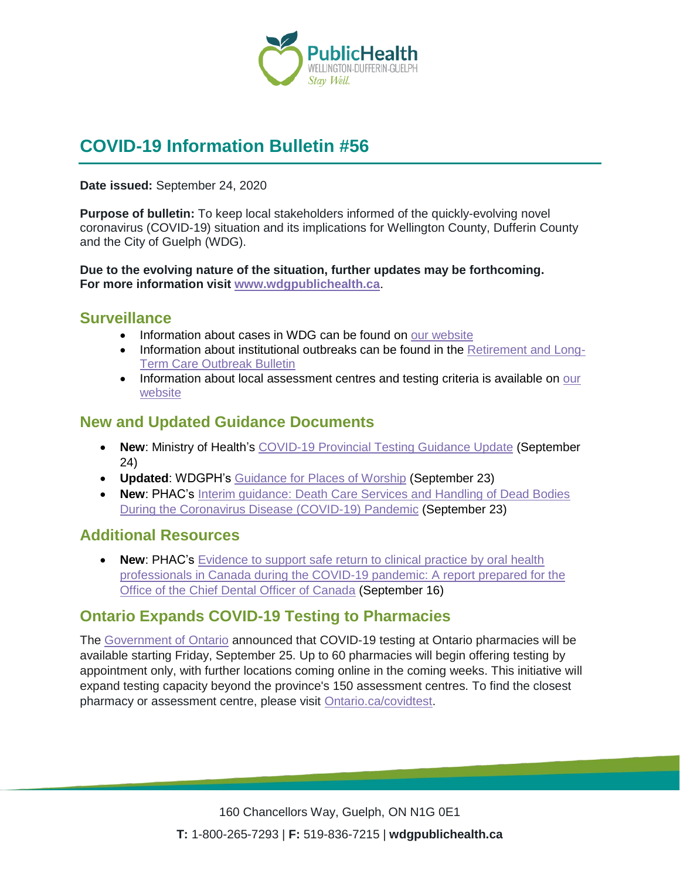# COVID-19 Information Bulletin #56

**Date issued:** September 24, 2020

**Purpose of bulletin:** To keep local stakeholders informed of the quickly-evolving novel coronavirus (COVID-19) situation and its implications for Wellington County, Dufferin County and the City of Guelph (WDG).

**Due to the evolving nature of the situation, further updates may be forthcoming. For more information visit www.wdgpublichealth.ca.**

## Surveillance

- Information about cases in WDG can be found on our website
- Information about institutional outbreaks can be found in the Retirement and Long-Term Care Outbreak Bulletin
- Information about local assessment centres and testing criteria is available on our website

## New and Updated Guidance Documents

- **New**: Ministry of Health's COVID-19 Provincial Testing Guidance Update (September 24)
- **Updated**: WDGPH's Guidance for Places of Worship (September 23)
- **New**: PHAC's Interim guidance: Death Care Services and Handling of Dead Bodies During the Coronavirus Disease (COVID-19) Pandemic (September 23)

## Additional Resources

- **New**: PHAC's Evidence to support safe return to clinical practice by oral health professionals in Canada during the COVID-19 pandemic: A report prepared for the Office of the Chief Dental Officer of Canada (September 16)

## Ontario Expands COVID-19 Testing to Pharmacies

The Government of Ontario announced that COVID-19 testing at Ontario pharmacies will be available starting Friday, September 25. Up to 60 pharmacies will begin offering testing by appointment only, with further locations coming online in the coming weeks. This initiative will expand testing capacity beyond the province's 150 assessment centres. To find the closest pharmacy or assessment centre, please visit Ontario.ca/covidtest.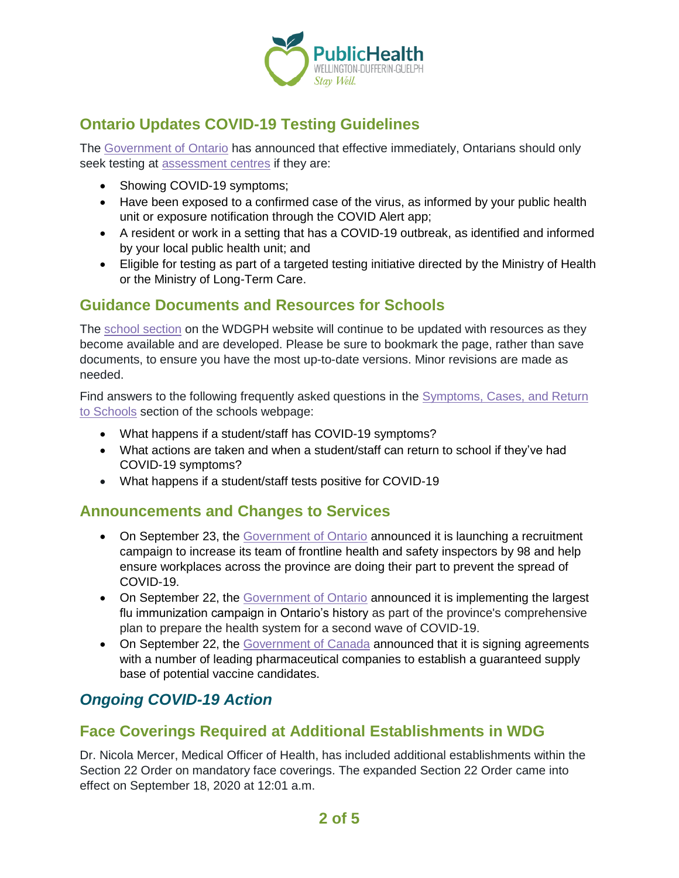## Ontario Updates COVID-19 Testing Guidelines

The Government of Ontario has announced that effective immediately, Ontarians should only seek testing at assessment centres if they are:

- Showing COVID-19 symptoms;
- Have been exposed to a confirmed case of the virus, as informed by your public health unit or exposure notification through the COVID Alert app;
- A resident or work in a setting that has a COVID-19 outbreak, as identified and informed by your local public health unit; and
- Eligible for testing as part of a targeted testing initiative directed by the Ministry of Health or the Ministry of Long-Term Care.

## Guidance Documents and Resources for Schools

The school section on the WDGPH website will continue to be updated with resources as they become available and are developed. Please be sure to bookmark the page, rather than save documents, to ensure you have the most up-to-date versions. Minor revisions are made as needed.

Find answers to the following frequently asked questions in the Symptoms, Cases, and Return to Schools section of the schools webpage:

- What happens if a student/staff has COVID-19 symptoms?
- What actions are taken and when a student/staff can return to school if they've had COVID-19 symptoms?
- What happens if a student/staff tests positive for COVID-19

## Announcements and Changes to Services

- On September 23, the Government of Ontario announced it is launching a recruitment campaign to increase its team of frontline health and safety inspectors by 98 and help ensure workplaces across the province are doing their part to prevent the spread of COVID-19.
- On September 22, the Government of Ontario announced it is implementing the largest flu immunization campaign in Ontario's history as part of the province's comprehensive plan to prepare the health system for a second wave of COVID-19.
- On September 22, the Government of Canada announced that it is signing agreements with a number of leading pharmaceutical companies to establish a guaranteed supply base of potential vaccine candidates.

## *Ongoing COVID-19 Action*

## Face Coverings Required at Additional Establishments in WDG

Dr. Nicola Mercer, Medical Officer of Health, has included additional establishments within the Section 22 Order on mandatory face coverings. The expanded Section 22 Order came into effect on September 18, 2020 at 12:01 a.m.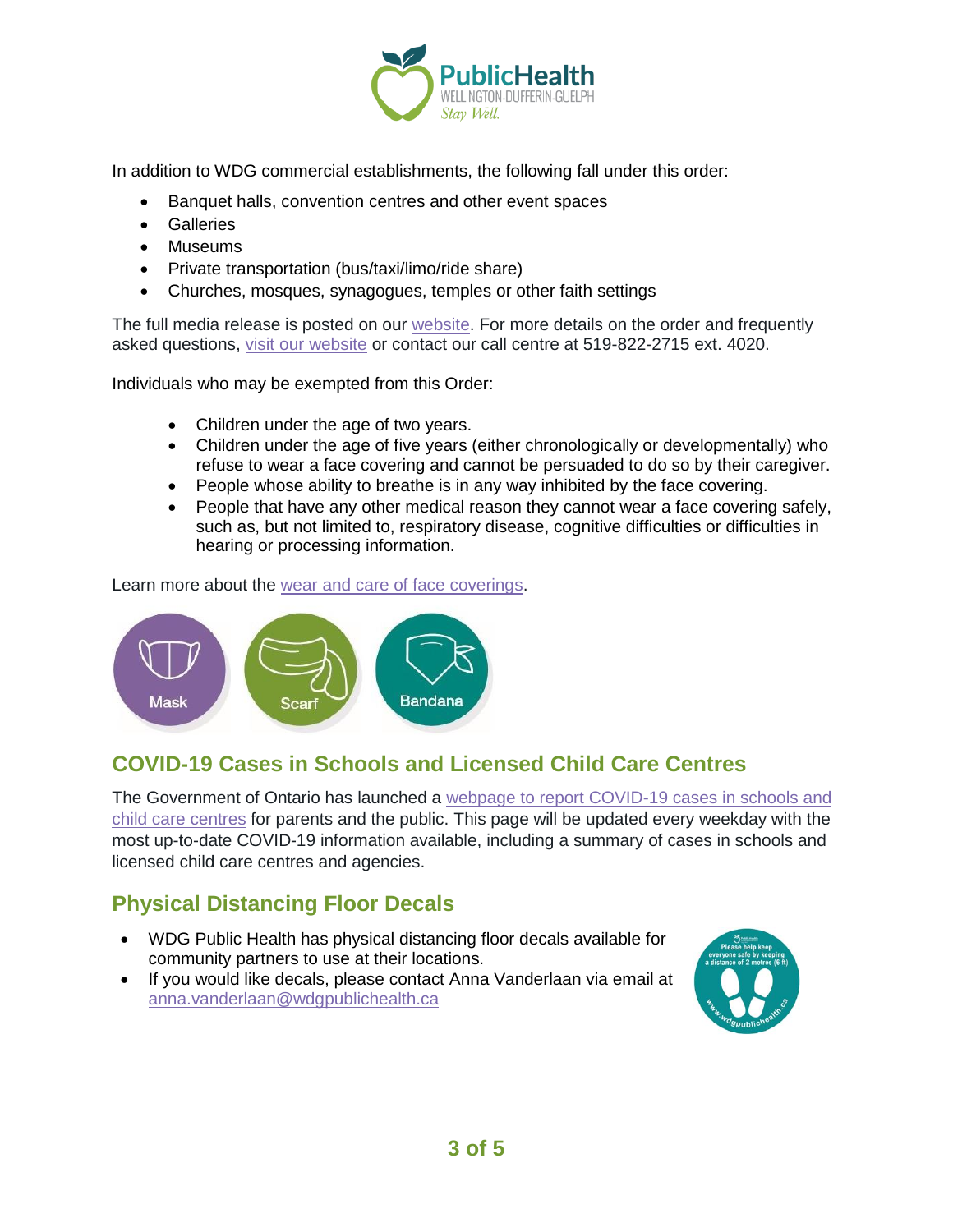In addition to WDG commercial establishments, the following fall under this order:

- Banquet halls, convention centres and other event spaces
- Galleries
- Museums
- Private transportation (bus/taxi/limo/ride share)
- Churches, mosques, synagogues, temples or other faith settings

The full media release is posted on our website. For more details on the order and frequently asked questions, visit our website or contact our call centre at 519-822-2715 ext. 4020.

Individuals who may be exempted from this Order:

- Children under the age of two years.
- Children under the age of five years (either chronologically or developmentally) who refuse to wear a face covering and cannot be persuaded to do so by their caregiver.
- People whose ability to breathe is in any way inhibited by the face covering.
- People that have any other medical reason they cannot wear a face covering safely, such as, but not limited to, respiratory disease, cognitive difficulties or difficulties in hearing or processing information.

Learn more about the wear and care of face coverings.

Mask Scarf Bandana

## COVID-19 Cases in Schools and Licensed Child Care Centres

The Government of Ontario has launched a webpage to report COVID-19 cases in schools and child care centres for parents and the public. This page will be updated every weekday with the most up-to-date COVID-19 information available, including a summary of cases in schools and licensed child care centres and agencies.

## Physical Distancing Floor Decals

- WDG Public Health has physical distancing floor decals available for community partners to use at their locations.
- If you would like decals, please contact Anna Vanderlaan via email at anna.vanderlaan@wdgpublichealth.ca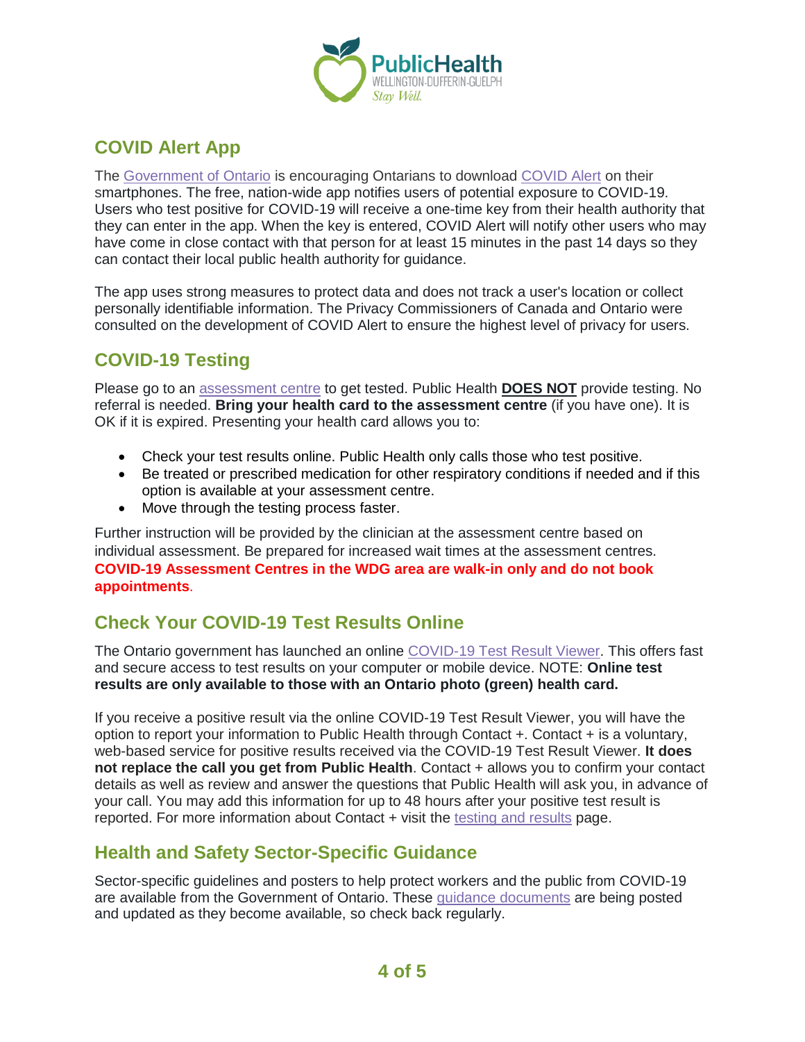## COVID Alert App

The Government of Ontario is encouraging Ontarians to download COVID Alert on their smartphones. The free, nation-wide app notifies users of potential exposure to COVID-19. Users who test positive for COVID-19 will receive a one-time key from their health authority that they can enter in the app. When the key is entered, COVID Alert will notify other users who may have come in close contact with that person for at least 15 minutes in the past 14 days so they can contact their local public health authority for guidance.

The app uses strong measures to protect data and does not track a user's location or collect personally identifiable information. The Privacy Commissioners of Canada and Ontario were consulted on the development of COVID Alert to ensure the highest level of privacy for users.

## COVID-19 Testing

Please go to an assessment centre to get tested. Public Health **DOES NOT** provide testing. No referral is needed. **Bring your health card to the assessment centre** (if you have one). It is OK if it is expired. Presenting your health card allows you to:

- Check your test results online. Public Health only calls those who test positive.
- Be treated or prescribed medication for other respiratory conditions if needed and if this option is available at your assessment centre.
- Move through the testing process faster.

Further instruction will be provided by the clinician at the assessment centre based on individual assessment. Be prepared for increased wait times at the assessment centres. **COVID-19 Assessment Centres in the WDG area are walk-in only and do not book appointments**.

## Check Your COVID-19 Test Results Online

The Ontario government has launched an online COVID-19 Test Result Viewer. This offers fast and secure access to test results on your computer or mobile device. NOTE: **Online test results are only available to those with an Ontario photo (green) health card.**

If you receive a positive result via the online COVID-19 Test Result Viewer, you will have the option to report your information to Public Health through Contact +. Contact + is a voluntary, web-based service for positive results received via the COVID-19 Test Result Viewer. **It does not replace the call you get from Public Health**. Contact + allows you to confirm your contact details as well as review and answer the questions that Public Health will ask you, in advance of your call. You may add this information for up to 48 hours after your positive test result is reported. For more information about Contact + visit the testing and results page.

## Health and Safety Sector-Specific Guidance

Sector-specific guidelines and posters to help protect workers and the public from COVID-19 are available from the Government of Ontario. These guidance documents are being posted and updated as they become available, so check back regularly.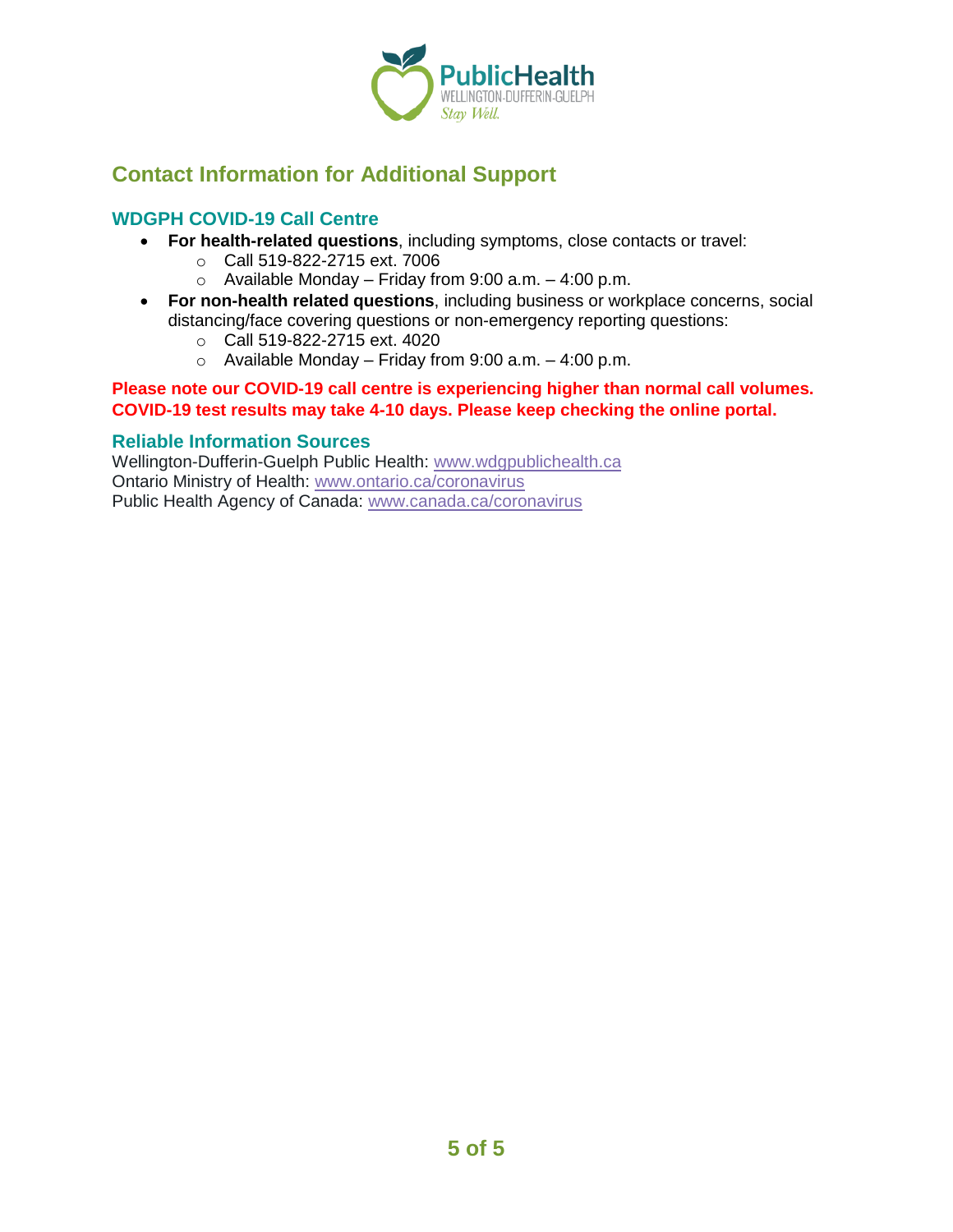## Contact Information for Additional Support

### WDGPH COVID-19 Call Centre

- **For health-related questions**, including symptoms, close contacts or travel:
  - Call 519-822-2715 ext. 7006
  - Available Monday – Friday from 9:00 a.m. – 4:00 p.m.
- **For non-health related questions**, including business or workplace concerns, social distancing/face covering questions or non-emergency reporting questions:
  - Call 519-822-2715 ext. 4020
  - Available Monday – Friday from 9:00 a.m. – 4:00 p.m.

**Please note our COVID-19 call centre is experiencing higher than normal call volumes. COVID-19 test results may take 4-10 days. Please keep checking the online portal.**

### Reliable Information Sources

Wellington-Dufferin-Guelph Public Health: [www.wdgpublichealth.ca](http://www.wdgpublichealth.ca)
Ontario Ministry of Health: [www.ontario.ca/coronavirus](http://www.ontario.ca/coronavirus)
Public Health Agency of Canada: [www.canada.ca/coronavirus](http://www.canada.ca/coronavirus)